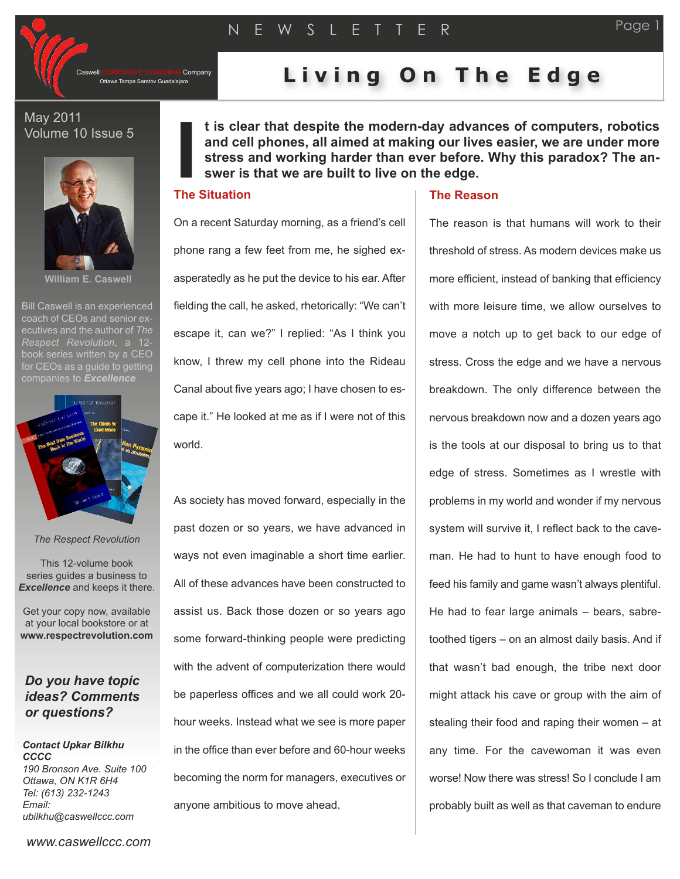Caswell CORPORATE COACHING Company
Ottawa Tampa Saratov Guadalajara

NEWSLETTER

# Living On The Edge

May 2011
Volume 10 Issue 5

William E. Caswell

Bill Caswell is an experienced coach of CEOs and senior executives and the author of *The Respect Revolution*, a 12-book series written by a CEO for CEOs as a guide to getting companies to ***Excellence***

*The Respect Revolution*

This 12-volume book series guides a business to ***Excellence*** and keeps it there.

Get your copy now, available at your local bookstore or at **www.respectrevolution.com**

***Do you have topic ideas? Comments or questions?***

***Contact Upkar Bilkhu CCCC***
*190 Bronson Ave. Suite 100*
*Ottawa, ON K1R 6H4*
*Tel: (613) 232-1243*
*Email: ubilkhu@caswellccc.com*

*www.caswellccc.com*

**It is clear that despite the modern-day advances of computers, robotics and cell phones, all aimed at making our lives easier, we are under more stress and working harder than ever before. Why this paradox? The answer is that we are built to live on the edge.**

## The Situation

On a recent Saturday morning, as a friend's cell phone rang a few feet from me, he sighed exasperatedly as he put the device to his ear. After fielding the call, he asked, rhetorically: "We can't escape it, can we?" I replied: "As I think you know, I threw my cell phone into the Rideau Canal about five years ago; I have chosen to escape it." He looked at me as if I were not of this world.

As society has moved forward, especially in the past dozen or so years, we have advanced in ways not even imaginable a short time earlier. All of these advances have been constructed to assist us. Back those dozen or so years ago some forward-thinking people were predicting with the advent of computerization there would be paperless offices and we all could work 20-hour weeks. Instead what we see is more paper in the office than ever before and 60-hour weeks becoming the norm for managers, executives or anyone ambitious to move ahead.

## The Reason

The reason is that humans will work to their threshold of stress. As modern devices make us more efficient, instead of banking that efficiency with more leisure time, we allow ourselves to move a notch up to get back to our edge of stress. Cross the edge and we have a nervous breakdown. The only difference between the nervous breakdown now and a dozen years ago is the tools at our disposal to bring us to that edge of stress. Sometimes as I wrestle with problems in my world and wonder if my nervous system will survive it, I reflect back to the caveman. He had to hunt to have enough food to feed his family and game wasn't always plentiful. He had to fear large animals – bears, sabre-toothed tigers – on an almost daily basis. And if that wasn't bad enough, the tribe next door might attack his cave or group with the aim of stealing their food and raping their women – at any time. For the cavewoman it was even worse! Now there was stress! So I conclude I am probably built as well as that caveman to endure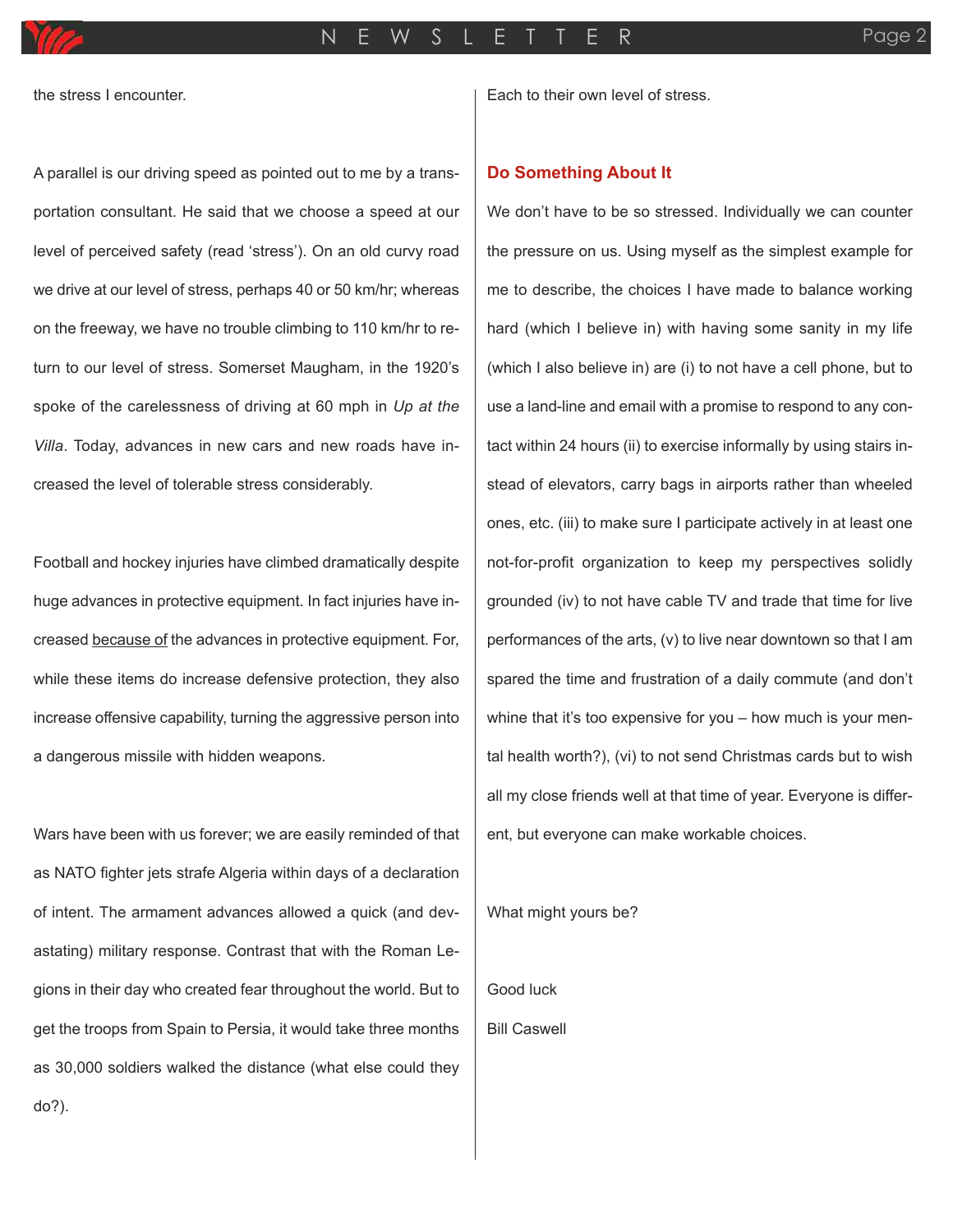the stress I encounter.

A parallel is our driving speed as pointed out to me by a transportation consultant. He said that we choose a speed at our level of perceived safety (read 'stress'). On an old curvy road we drive at our level of stress, perhaps 40 or 50 km/hr; whereas on the freeway, we have no trouble climbing to 110 km/hr to return to our level of stress. Somerset Maugham, in the 1920's spoke of the carelessness of driving at 60 mph in *Up at the Villa*. Today, advances in new cars and new roads have increased the level of tolerable stress considerably.

Football and hockey injuries have climbed dramatically despite huge advances in protective equipment. In fact injuries have increased <u>because of</u> the advances in protective equipment. For, while these items do increase defensive protection, they also increase offensive capability, turning the aggressive person into a dangerous missile with hidden weapons.

Wars have been with us forever; we are easily reminded of that as NATO fighter jets strafe Algeria within days of a declaration of intent. The armament advances allowed a quick (and devastating) military response. Contrast that with the Roman Legions in their day who created fear throughout the world. But to get the troops from Spain to Persia, it would take three months as 30,000 soldiers walked the distance (what else could they do?).

Each to their own level of stress.

## Do Something About It

We don't have to be so stressed. Individually we can counter the pressure on us. Using myself as the simplest example for me to describe, the choices I have made to balance working hard (which I believe in) with having some sanity in my life (which I also believe in) are (i) to not have a cell phone, but to use a land-line and email with a promise to respond to any contact within 24 hours (ii) to exercise informally by using stairs instead of elevators, carry bags in airports rather than wheeled ones, etc. (iii) to make sure I participate actively in at least one not-for-profit organization to keep my perspectives solidly grounded (iv) to not have cable TV and trade that time for live performances of the arts, (v) to live near downtown so that I am spared the time and frustration of a daily commute (and don't whine that it's too expensive for you – how much is your mental health worth?), (vi) to not send Christmas cards but to wish all my close friends well at that time of year. Everyone is different, but everyone can make workable choices.

What might yours be?

Good luck

Bill Caswell